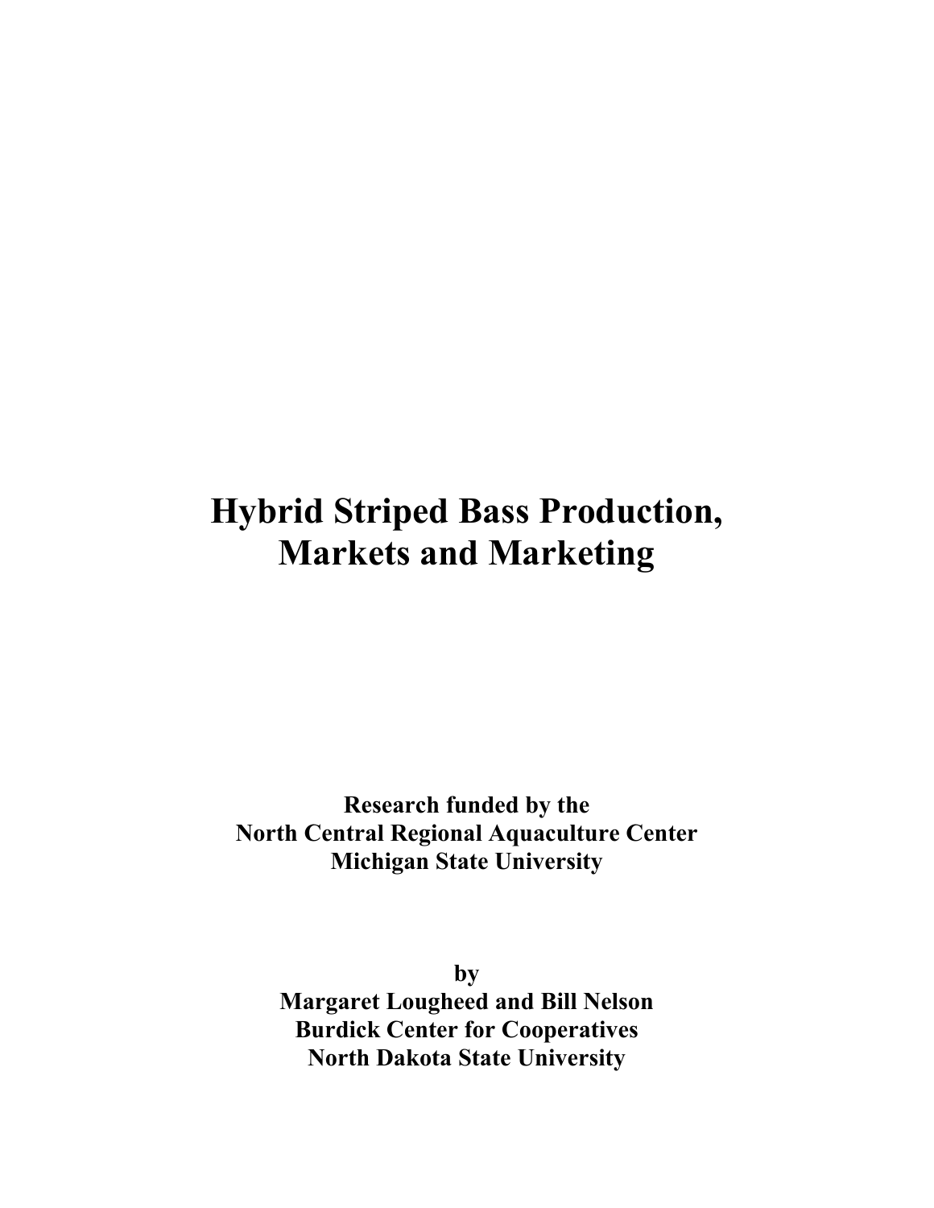# Hybrid Striped Bass Production, Markets and Marketing

**Research funded by the**
**North Central Regional Aquaculture Center**
**Michigan State University**

**by**
**Margaret Lougheed and Bill Nelson**
**Burdick Center for Cooperatives**
**North Dakota State University**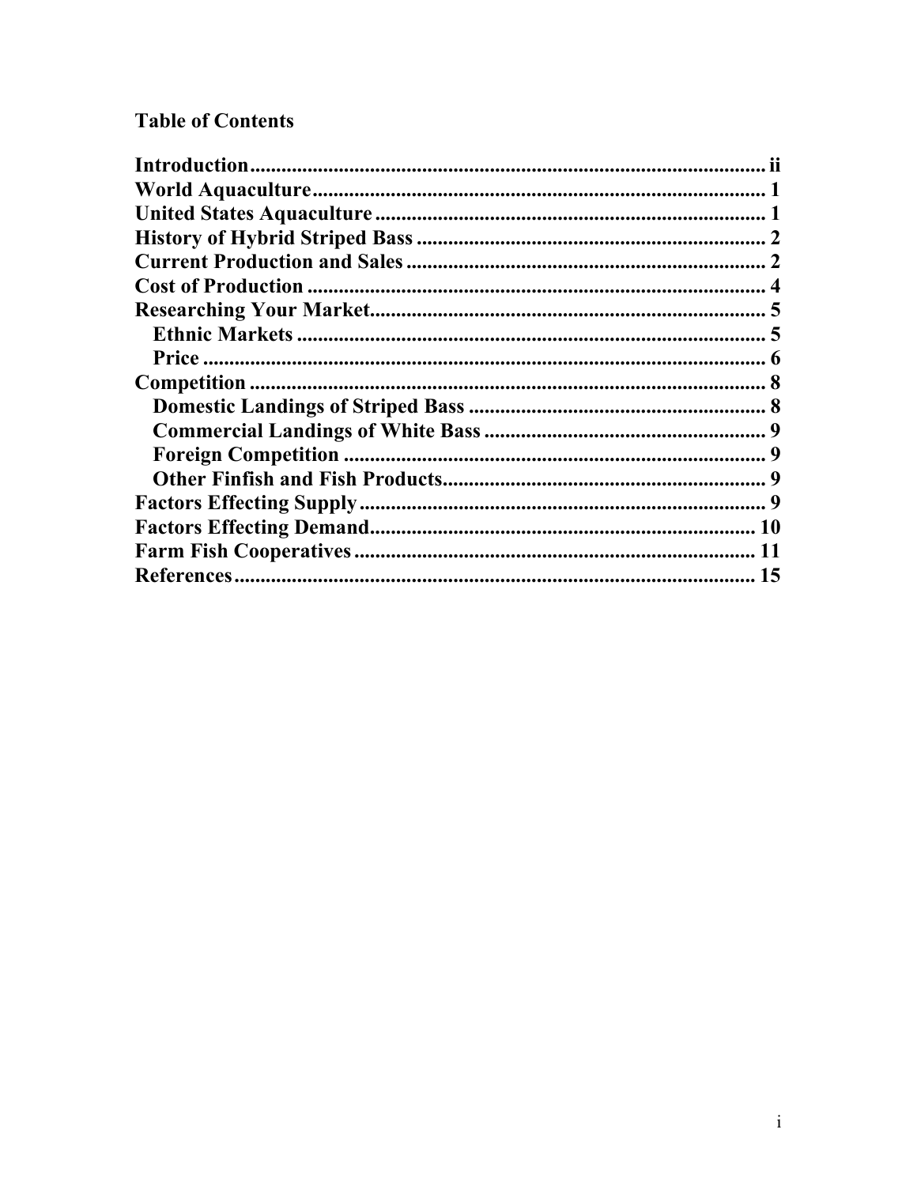## Table of Contents

- **Introduction** ... ii
- **World Aquaculture** ... 1
- **United States Aquaculture** ... 1
- **History of Hybrid Striped Bass** ... 2
- **Current Production and Sales** ... 2
- **Cost of Production** ... 4
- **Researching Your Market** ... 5
  - **Ethnic Markets** ... 5
  - **Price** ... 6
- **Competition** ... 8
  - **Domestic Landings of Striped Bass** ... 8
  - **Commercial Landings of White Bass** ... 9
  - **Foreign Competition** ... 9
  - **Other Finfish and Fish Products** ... 9
- **Factors Effecting Supply** ... 9
- **Factors Effecting Demand** ... 10
- **Farm Fish Cooperatives** ... 11
- **References** ... 15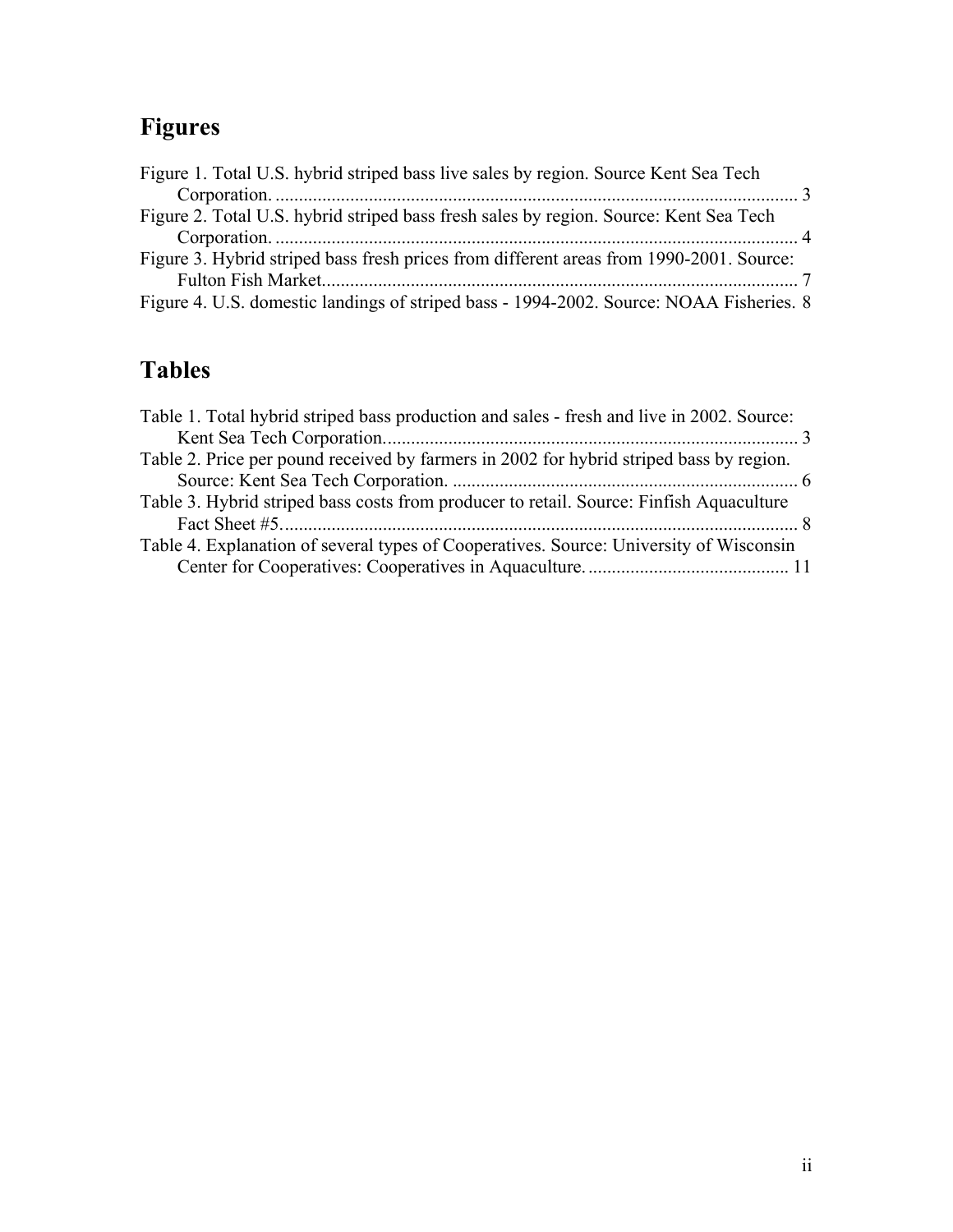## Figures

Figure 1. Total U.S. hybrid striped bass live sales by region. Source Kent Sea Tech Corporation. ............................................................................................................. 3
Figure 2. Total U.S. hybrid striped bass fresh sales by region. Source: Kent Sea Tech Corporation. ............................................................................................................. 4
Figure 3. Hybrid striped bass fresh prices from different areas from 1990-2001. Source: Fulton Fish Market.................................................................................................... 7
Figure 4. U.S. domestic landings of striped bass - 1994-2002. Source: NOAA Fisheries. 8

## Tables

Table 1. Total hybrid striped bass production and sales - fresh and live in 2002. Source: Kent Sea Tech Corporation....................................................................................... 3
Table 2. Price per pound received by farmers in 2002 for hybrid striped bass by region. Source: Kent Sea Tech Corporation. ......................................................................... 6
Table 3. Hybrid striped bass costs from producer to retail. Source: Finfish Aquaculture Fact Sheet #5............................................................................................................. 8
Table 4. Explanation of several types of Cooperatives. Source: University of Wisconsin Center for Cooperatives: Cooperatives in Aquaculture. .......................................... 11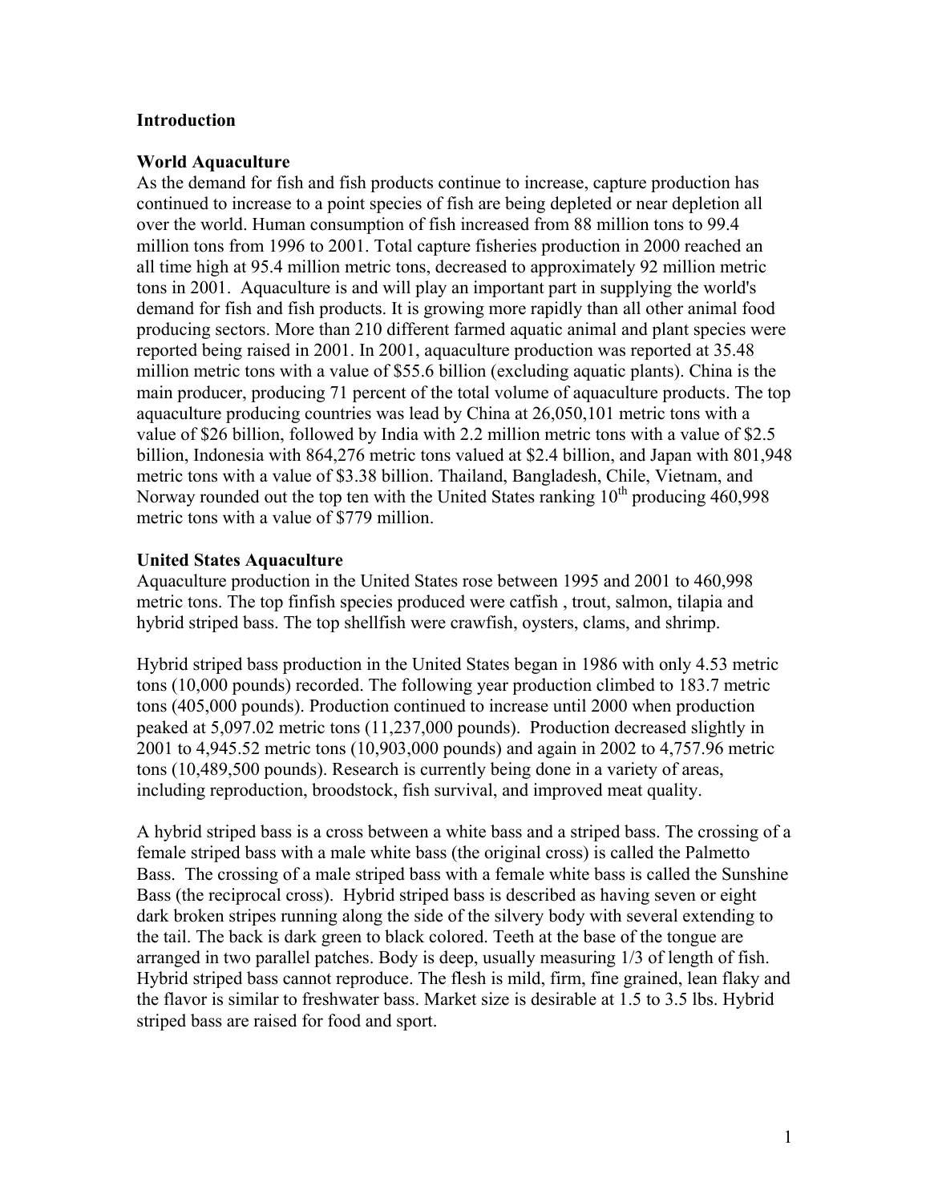## Introduction

### World Aquaculture

As the demand for fish and fish products continue to increase, capture production has continued to increase to a point species of fish are being depleted or near depletion all over the world. Human consumption of fish increased from 88 million tons to 99.4 million tons from 1996 to 2001. Total capture fisheries production in 2000 reached an all time high at 95.4 million metric tons, decreased to approximately 92 million metric tons in 2001. Aquaculture is and will play an important part in supplying the world's demand for fish and fish products. It is growing more rapidly than all other animal food producing sectors. More than 210 different farmed aquatic animal and plant species were reported being raised in 2001. In 2001, aquaculture production was reported at 35.48 million metric tons with a value of $55.6 billion (excluding aquatic plants). China is the main producer, producing 71 percent of the total volume of aquaculture products. The top aquaculture producing countries was lead by China at 26,050,101 metric tons with a value of $26 billion, followed by India with 2.2 million metric tons with a value of $2.5 billion, Indonesia with 864,276 metric tons valued at $2.4 billion, and Japan with 801,948 metric tons with a value of $3.38 billion. Thailand, Bangladesh, Chile, Vietnam, and Norway rounded out the top ten with the United States ranking 10th producing 460,998 metric tons with a value of $779 million.

### United States Aquaculture

Aquaculture production in the United States rose between 1995 and 2001 to 460,998 metric tons. The top finfish species produced were catfish , trout, salmon, tilapia and hybrid striped bass. The top shellfish were crawfish, oysters, clams, and shrimp.

Hybrid striped bass production in the United States began in 1986 with only 4.53 metric tons (10,000 pounds) recorded. The following year production climbed to 183.7 metric tons (405,000 pounds). Production continued to increase until 2000 when production peaked at 5,097.02 metric tons (11,237,000 pounds). Production decreased slightly in 2001 to 4,945.52 metric tons (10,903,000 pounds) and again in 2002 to 4,757.96 metric tons (10,489,500 pounds). Research is currently being done in a variety of areas, including reproduction, broodstock, fish survival, and improved meat quality.

A hybrid striped bass is a cross between a white bass and a striped bass. The crossing of a female striped bass with a male white bass (the original cross) is called the Palmetto Bass. The crossing of a male striped bass with a female white bass is called the Sunshine Bass (the reciprocal cross). Hybrid striped bass is described as having seven or eight dark broken stripes running along the side of the silvery body with several extending to the tail. The back is dark green to black colored. Teeth at the base of the tongue are arranged in two parallel patches. Body is deep, usually measuring 1/3 of length of fish. Hybrid striped bass cannot reproduce. The flesh is mild, firm, fine grained, lean flaky and the flavor is similar to freshwater bass. Market size is desirable at 1.5 to 3.5 lbs. Hybrid striped bass are raised for food and sport.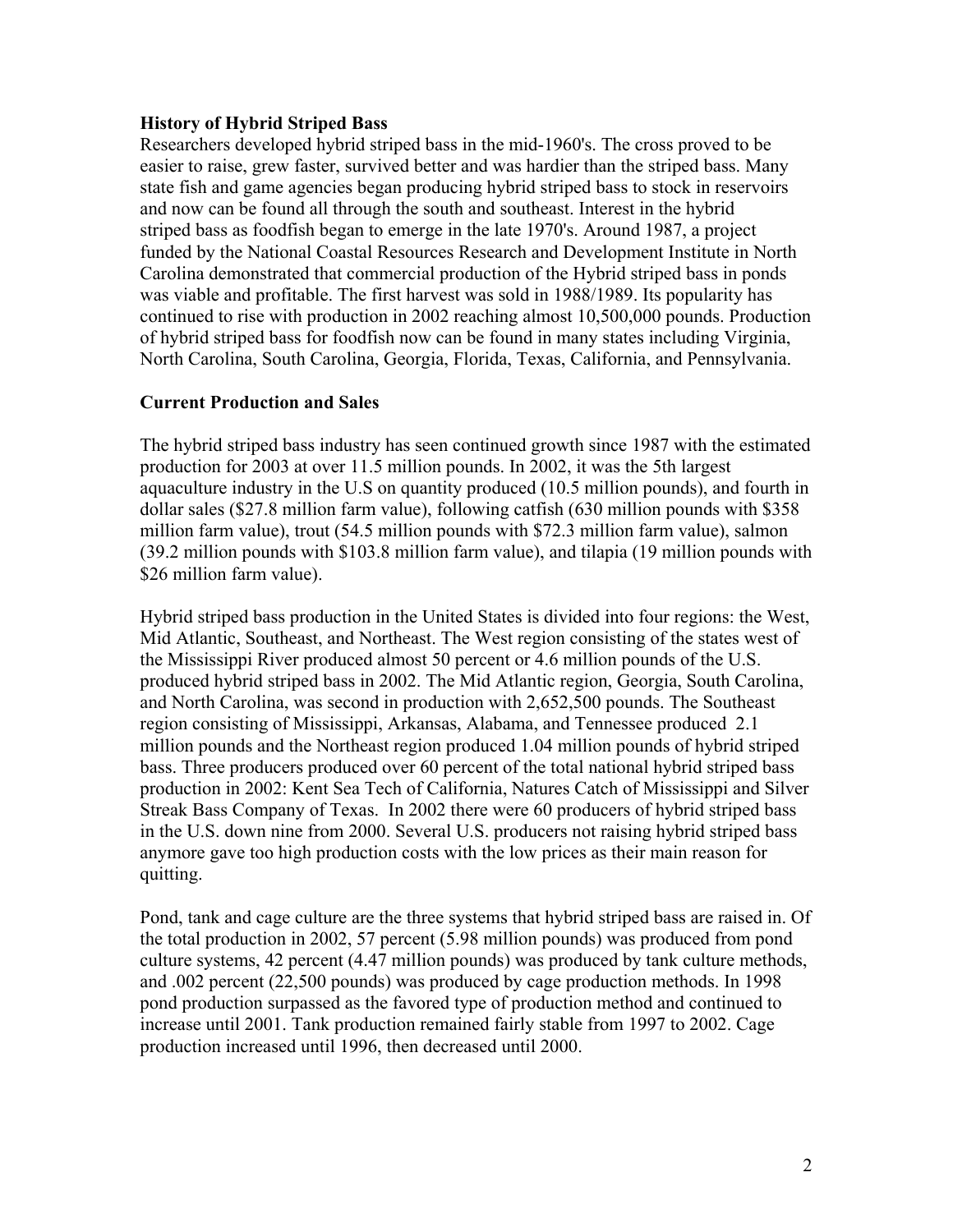**History of Hybrid Striped Bass**

Researchers developed hybrid striped bass in the mid-1960's. The cross proved to be easier to raise, grew faster, survived better and was hardier than the striped bass. Many state fish and game agencies began producing hybrid striped bass to stock in reservoirs and now can be found all through the south and southeast. Interest in the hybrid striped bass as foodfish began to emerge in the late 1970's. Around 1987, a project funded by the National Coastal Resources Research and Development Institute in North Carolina demonstrated that commercial production of the Hybrid striped bass in ponds was viable and profitable. The first harvest was sold in 1988/1989. Its popularity has continued to rise with production in 2002 reaching almost 10,500,000 pounds. Production of hybrid striped bass for foodfish now can be found in many states including Virginia, North Carolina, South Carolina, Georgia, Florida, Texas, California, and Pennsylvania.

**Current Production and Sales**

The hybrid striped bass industry has seen continued growth since 1987 with the estimated production for 2003 at over 11.5 million pounds. In 2002, it was the 5th largest aquaculture industry in the U.S on quantity produced (10.5 million pounds), and fourth in dollar sales ($27.8 million farm value), following catfish (630 million pounds with $358 million farm value), trout (54.5 million pounds with $72.3 million farm value), salmon (39.2 million pounds with $103.8 million farm value), and tilapia (19 million pounds with $26 million farm value).

Hybrid striped bass production in the United States is divided into four regions: the West, Mid Atlantic, Southeast, and Northeast. The West region consisting of the states west of the Mississippi River produced almost 50 percent or 4.6 million pounds of the U.S. produced hybrid striped bass in 2002. The Mid Atlantic region, Georgia, South Carolina, and North Carolina, was second in production with 2,652,500 pounds. The Southeast region consisting of Mississippi, Arkansas, Alabama, and Tennessee produced 2.1 million pounds and the Northeast region produced 1.04 million pounds of hybrid striped bass. Three producers produced over 60 percent of the total national hybrid striped bass production in 2002: Kent Sea Tech of California, Natures Catch of Mississippi and Silver Streak Bass Company of Texas. In 2002 there were 60 producers of hybrid striped bass in the U.S. down nine from 2000. Several U.S. producers not raising hybrid striped bass anymore gave too high production costs with the low prices as their main reason for quitting.

Pond, tank and cage culture are the three systems that hybrid striped bass are raised in. Of the total production in 2002, 57 percent (5.98 million pounds) was produced from pond culture systems, 42 percent (4.47 million pounds) was produced by tank culture methods, and .002 percent (22,500 pounds) was produced by cage production methods. In 1998 pond production surpassed as the favored type of production method and continued to increase until 2001. Tank production remained fairly stable from 1997 to 2002. Cage production increased until 1996, then decreased until 2000.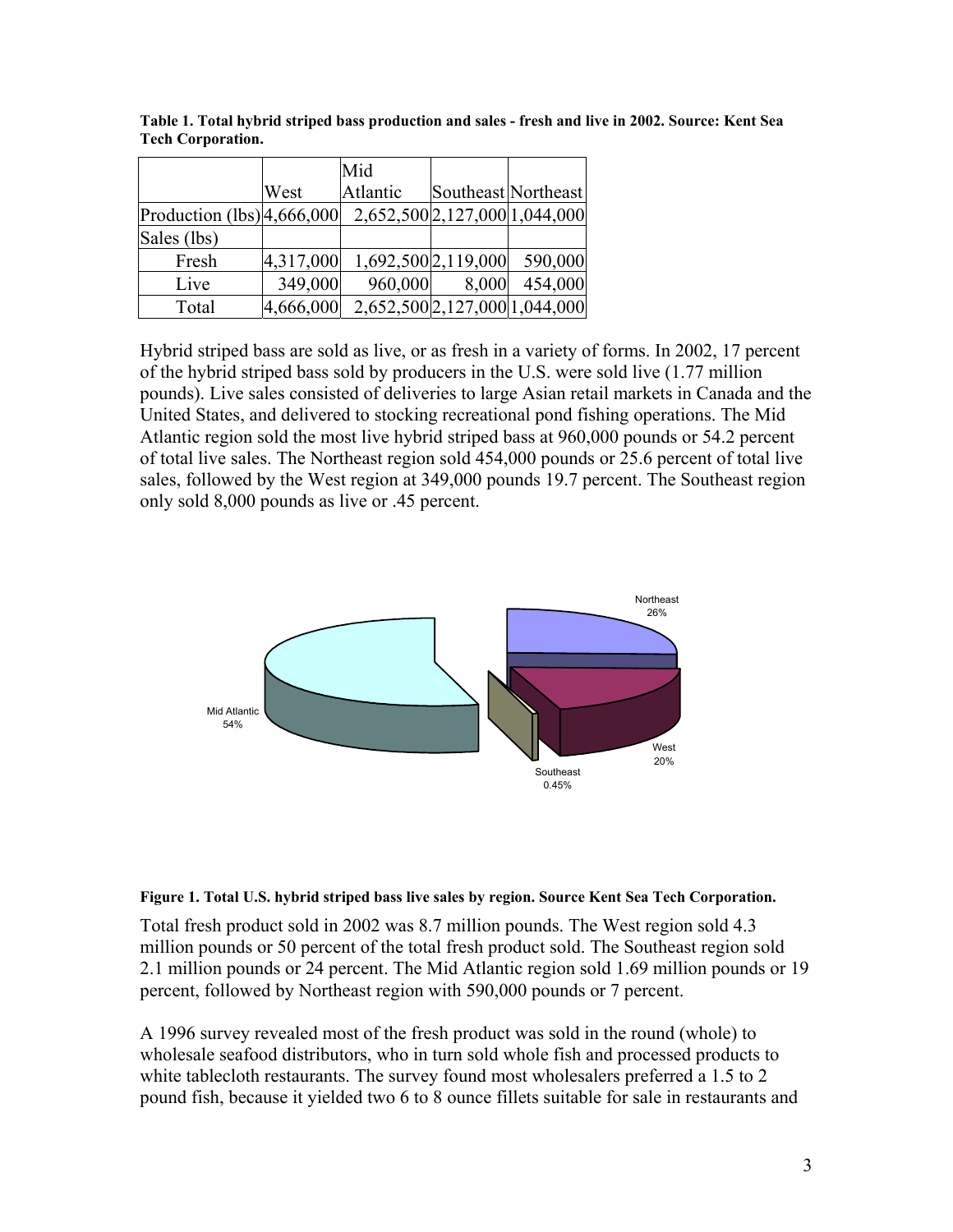**Table 1. Total hybrid striped bass production and sales - fresh and live in 2002. Source: Kent Sea Tech Corporation.**

| | West | Mid Atlantic | Southeast | Northeast |
|---|---|---|---|---|
| Production (lbs) | 4,666,000 | 2,652,500 | 2,127,000 | 1,044,000 |
| Sales (lbs) | | | | |
| Fresh | 4,317,000 | 1,692,500 | 2,119,000 | 590,000 |
| Live | 349,000 | 960,000 | 8,000 | 454,000 |
| Total | 4,666,000 | 2,652,500 | 2,127,000 | 1,044,000 |

Hybrid striped bass are sold as live, or as fresh in a variety of forms. In 2002, 17 percent of the hybrid striped bass sold by producers in the U.S. were sold live (1.77 million pounds). Live sales consisted of deliveries to large Asian retail markets in Canada and the United States, and delivered to stocking recreational pond fishing operations. The Mid Atlantic region sold the most live hybrid striped bass at 960,000 pounds or 54.2 percent of total live sales. The Northeast region sold 454,000 pounds or 25.6 percent of total live sales, followed by the West region at 349,000 pounds 19.7 percent. The Southeast region only sold 8,000 pounds as live or .45 percent.

Northeast 26%

Mid Atlantic 54%

West 20%

Southeast 0.45%

**Figure 1. Total U.S. hybrid striped bass live sales by region. Source Kent Sea Tech Corporation.**

Total fresh product sold in 2002 was 8.7 million pounds. The West region sold 4.3 million pounds or 50 percent of the total fresh product sold. The Southeast region sold 2.1 million pounds or 24 percent. The Mid Atlantic region sold 1.69 million pounds or 19 percent, followed by Northeast region with 590,000 pounds or 7 percent.

A 1996 survey revealed most of the fresh product was sold in the round (whole) to wholesale seafood distributors, who in turn sold whole fish and processed products to white tablecloth restaurants. The survey found most wholesalers preferred a 1.5 to 2 pound fish, because it yielded two 6 to 8 ounce fillets suitable for sale in restaurants and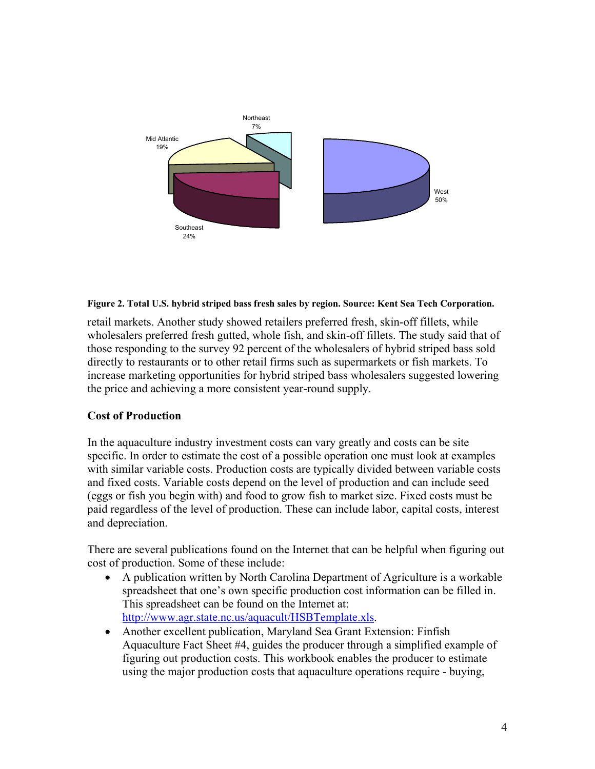Northeast 7%

Mid Atlantic 19%

West 50%

Southeast 24%

**Figure 2. Total U.S. hybrid striped bass fresh sales by region. Source: Kent Sea Tech Corporation.**

retail markets. Another study showed retailers preferred fresh, skin-off fillets, while wholesalers preferred fresh gutted, whole fish, and skin-off fillets. The study said that of those responding to the survey 92 percent of the wholesalers of hybrid striped bass sold directly to restaurants or to other retail firms such as supermarkets or fish markets. To increase marketing opportunities for hybrid striped bass wholesalers suggested lowering the price and achieving a more consistent year-round supply.

## Cost of Production

In the aquaculture industry investment costs can vary greatly and costs can be site specific. In order to estimate the cost of a possible operation one must look at examples with similar variable costs. Production costs are typically divided between variable costs and fixed costs. Variable costs depend on the level of production and can include seed (eggs or fish you begin with) and food to grow fish to market size. Fixed costs must be paid regardless of the level of production. These can include labor, capital costs, interest and depreciation.

There are several publications found on the Internet that can be helpful when figuring out cost of production. Some of these include:

- A publication written by North Carolina Department of Agriculture is a workable spreadsheet that one's own specific production cost information can be filled in. This spreadsheet can be found on the Internet at: http://www.agr.state.nc.us/aquacult/HSBTemplate.xls.
- Another excellent publication, Maryland Sea Grant Extension: Finfish Aquaculture Fact Sheet #4, guides the producer through a simplified example of figuring out production costs. This workbook enables the producer to estimate using the major production costs that aquaculture operations require - buying,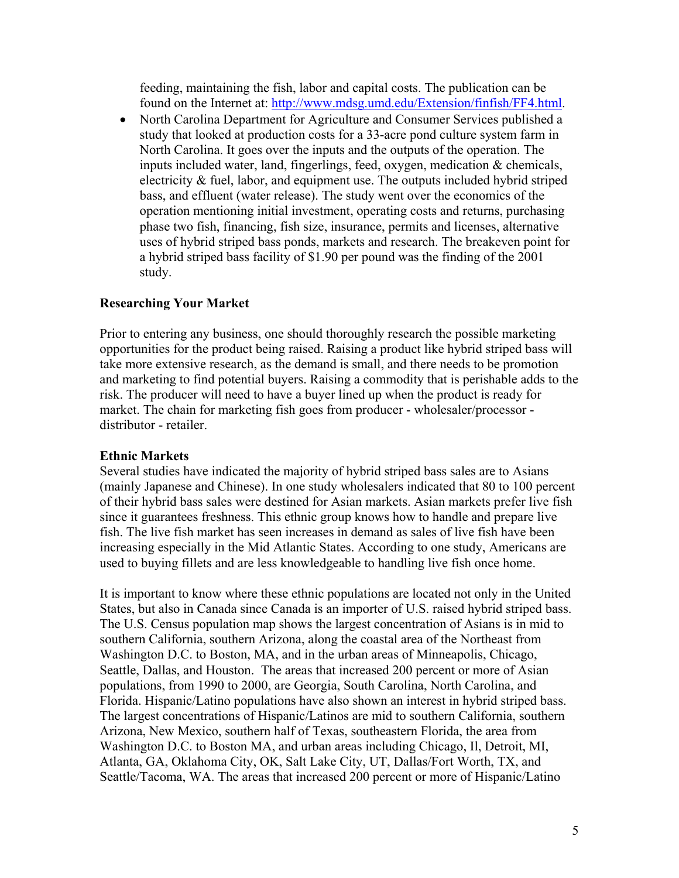feeding, maintaining the fish, labor and capital costs. The publication can be found on the Internet at: http://www.mdsg.umd.edu/Extension/finfish/FF4.html.

- North Carolina Department for Agriculture and Consumer Services published a study that looked at production costs for a 33-acre pond culture system farm in North Carolina. It goes over the inputs and the outputs of the operation. The inputs included water, land, fingerlings, feed, oxygen, medication & chemicals, electricity & fuel, labor, and equipment use. The outputs included hybrid striped bass, and effluent (water release). The study went over the economics of the operation mentioning initial investment, operating costs and returns, purchasing phase two fish, financing, fish size, insurance, permits and licenses, alternative uses of hybrid striped bass ponds, markets and research. The breakeven point for a hybrid striped bass facility of $1.90 per pound was the finding of the 2001 study.

### Researching Your Market

Prior to entering any business, one should thoroughly research the possible marketing opportunities for the product being raised. Raising a product like hybrid striped bass will take more extensive research, as the demand is small, and there needs to be promotion and marketing to find potential buyers. Raising a commodity that is perishable adds to the risk. The producer will need to have a buyer lined up when the product is ready for market. The chain for marketing fish goes from producer - wholesaler/processor - distributor - retailer.

### Ethnic Markets

Several studies have indicated the majority of hybrid striped bass sales are to Asians (mainly Japanese and Chinese). In one study wholesalers indicated that 80 to 100 percent of their hybrid bass sales were destined for Asian markets. Asian markets prefer live fish since it guarantees freshness. This ethnic group knows how to handle and prepare live fish. The live fish market has seen increases in demand as sales of live fish have been increasing especially in the Mid Atlantic States. According to one study, Americans are used to buying fillets and are less knowledgeable to handling live fish once home.

It is important to know where these ethnic populations are located not only in the United States, but also in Canada since Canada is an importer of U.S. raised hybrid striped bass. The U.S. Census population map shows the largest concentration of Asians is in mid to southern California, southern Arizona, along the coastal area of the Northeast from Washington D.C. to Boston, MA, and in the urban areas of Minneapolis, Chicago, Seattle, Dallas, and Houston. The areas that increased 200 percent or more of Asian populations, from 1990 to 2000, are Georgia, South Carolina, North Carolina, and Florida. Hispanic/Latino populations have also shown an interest in hybrid striped bass. The largest concentrations of Hispanic/Latinos are mid to southern California, southern Arizona, New Mexico, southern half of Texas, southeastern Florida, the area from Washington D.C. to Boston MA, and urban areas including Chicago, Il, Detroit, MI, Atlanta, GA, Oklahoma City, OK, Salt Lake City, UT, Dallas/Fort Worth, TX, and Seattle/Tacoma, WA. The areas that increased 200 percent or more of Hispanic/Latino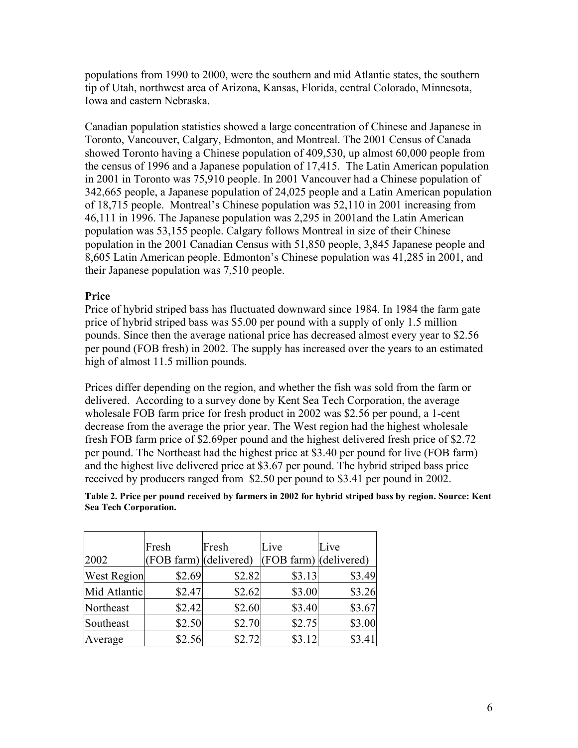populations from 1990 to 2000, were the southern and mid Atlantic states, the southern tip of Utah, northwest area of Arizona, Kansas, Florida, central Colorado, Minnesota, Iowa and eastern Nebraska.

Canadian population statistics showed a large concentration of Chinese and Japanese in Toronto, Vancouver, Calgary, Edmonton, and Montreal. The 2001 Census of Canada showed Toronto having a Chinese population of 409,530, up almost 60,000 people from the census of 1996 and a Japanese population of 17,415. The Latin American population in 2001 in Toronto was 75,910 people. In 2001 Vancouver had a Chinese population of 342,665 people, a Japanese population of 24,025 people and a Latin American population of 18,715 people. Montreal's Chinese population was 52,110 in 2001 increasing from 46,111 in 1996. The Japanese population was 2,295 in 2001and the Latin American population was 53,155 people. Calgary follows Montreal in size of their Chinese population in the 2001 Canadian Census with 51,850 people, 3,845 Japanese people and 8,605 Latin American people. Edmonton's Chinese population was 41,285 in 2001, and their Japanese population was 7,510 people.

**Price**

Price of hybrid striped bass has fluctuated downward since 1984. In 1984 the farm gate price of hybrid striped bass was $5.00 per pound with a supply of only 1.5 million pounds. Since then the average national price has decreased almost every year to $2.56 per pound (FOB fresh) in 2002. The supply has increased over the years to an estimated high of almost 11.5 million pounds.

Prices differ depending on the region, and whether the fish was sold from the farm or delivered. According to a survey done by Kent Sea Tech Corporation, the average wholesale FOB farm price for fresh product in 2002 was $2.56 per pound, a 1-cent decrease from the average the prior year. The West region had the highest wholesale fresh FOB farm price of $2.69per pound and the highest delivered fresh price of $2.72 per pound. The Northeast had the highest price at $3.40 per pound for live (FOB farm) and the highest live delivered price at $3.67 per pound. The hybrid striped bass price received by producers ranged from $2.50 per pound to $3.41 per pound in 2002.

**Table 2. Price per pound received by farmers in 2002 for hybrid striped bass by region. Source: Kent Sea Tech Corporation.**

| 2002 | Fresh (FOB farm) | Fresh (delivered) | Live (FOB farm) | Live (delivered) |
|---|---|---|---|---|
| West Region | $2.69 | $2.82 | $3.13 | $3.49 |
| Mid Atlantic | $2.47 | $2.62 | $3.00 | $3.26 |
| Northeast | $2.42 | $2.60 | $3.40 | $3.67 |
| Southeast | $2.50 | $2.70 | $2.75 | $3.00 |
| Average | $2.56 | $2.72 | $3.12 | $3.41 |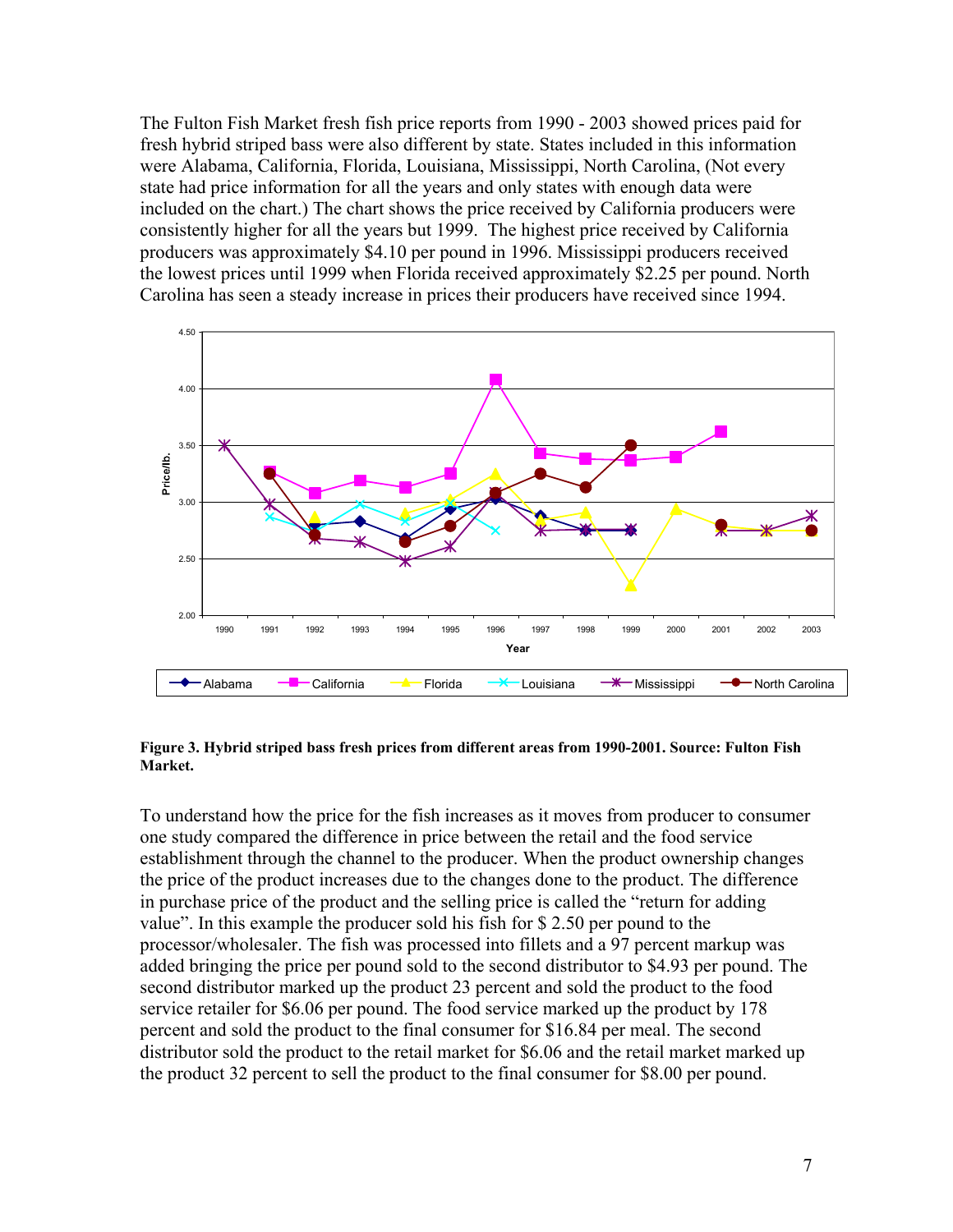The Fulton Fish Market fresh fish price reports from 1990 - 2003 showed prices paid for fresh hybrid striped bass were also different by state. States included in this information were Alabama, California, Florida, Louisiana, Mississippi, North Carolina, (Not every state had price information for all the years and only states with enough data were included on the chart.) The chart shows the price received by California producers were consistently higher for all the years but 1999. The highest price received by California producers was approximately $4.10 per pound in 1996. Mississippi producers received the lowest prices until 1999 when Florida received approximately $2.25 per pound. North Carolina has seen a steady increase in prices their producers have received since 1994.

**Figure 3. Hybrid striped bass fresh prices from different areas from 1990-2001. Source: Fulton Fish Market.**

To understand how the price for the fish increases as it moves from producer to consumer one study compared the difference in price between the retail and the food service establishment through the channel to the producer. When the product ownership changes the price of the product increases due to the changes done to the product. The difference in purchase price of the product and the selling price is called the "return for adding value". In this example the producer sold his fish for $ 2.50 per pound to the processor/wholesaler. The fish was processed into fillets and a 97 percent markup was added bringing the price per pound sold to the second distributor to $4.93 per pound. The second distributor marked up the product 23 percent and sold the product to the food service retailer for $6.06 per pound. The food service marked up the product by 178 percent and sold the product to the final consumer for $16.84 per meal. The second distributor sold the product to the retail market for $6.06 and the retail market marked up the product 32 percent to sell the product to the final consumer for $8.00 per pound.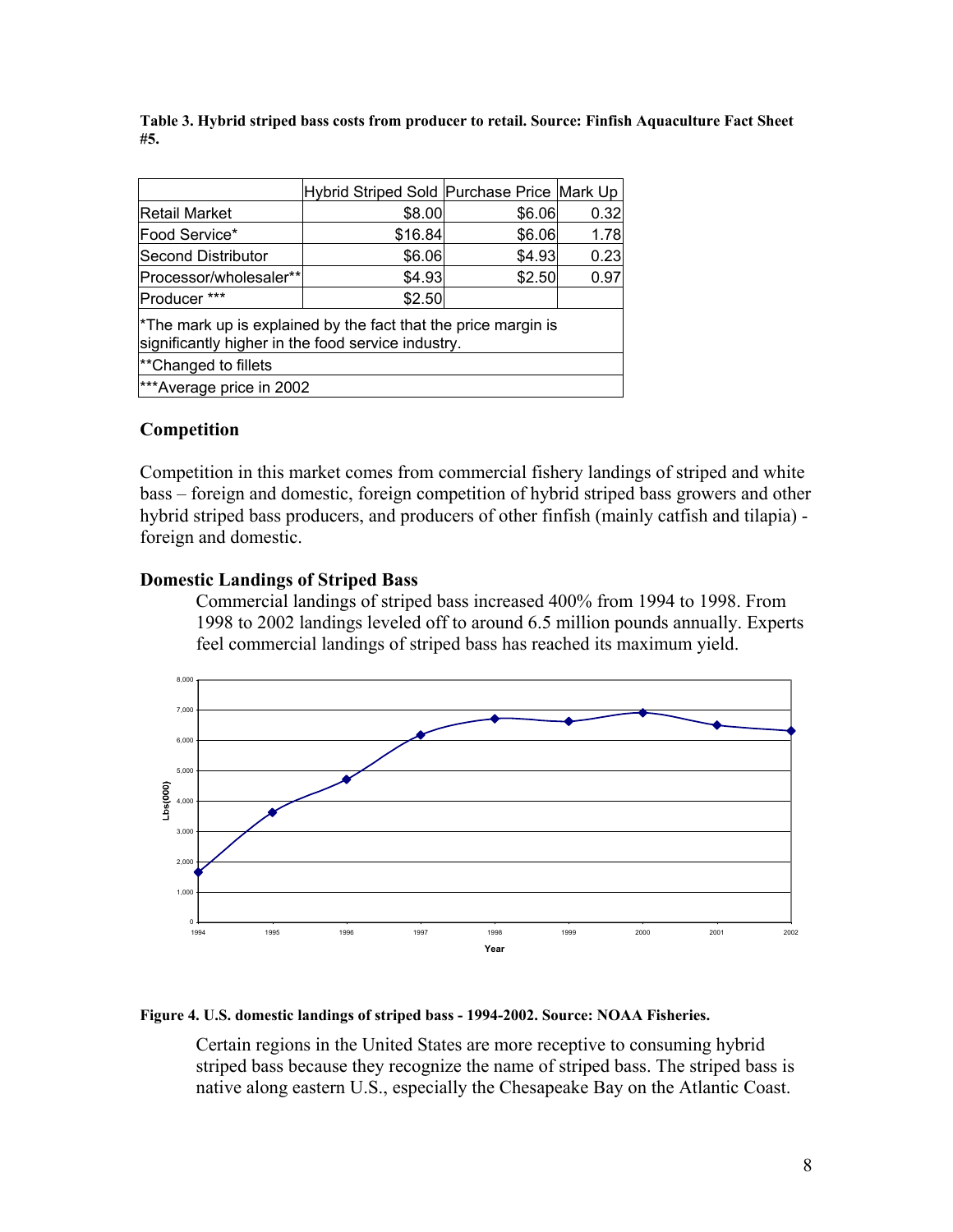**Table 3. Hybrid striped bass costs from producer to retail. Source: Finfish Aquaculture Fact Sheet #5.**

| | Hybrid Striped Sold | Purchase Price | Mark Up |
|---|---|---|---|
| Retail Market | $8.00 | $6.06 | 0.32 |
| Food Service* | $16.84 | $6.06 | 1.78 |
| Second Distributor | $6.06 | $4.93 | 0.23 |
| Processor/wholesaler** | $4.93 | $2.50 | 0.97 |
| Producer *** | $2.50 | | |
| *The mark up is explained by the fact that the price margin is significantly higher in the food service industry. | | | |
| **Changed to fillets | | | |
| ***Average price in 2002 | | | |

### Competition

Competition in this market comes from commercial fishery landings of striped and white bass – foreign and domestic, foreign competition of hybrid striped bass growers and other hybrid striped bass producers, and producers of other finfish (mainly catfish and tilapia) - foreign and domestic.

### Domestic Landings of Striped Bass

Commercial landings of striped bass increased 400% from 1994 to 1998. From 1998 to 2002 landings leveled off to around 6.5 million pounds annually. Experts feel commercial landings of striped bass has reached its maximum yield.

**Figure 4. U.S. domestic landings of striped bass - 1994-2002. Source: NOAA Fisheries.**

Certain regions in the United States are more receptive to consuming hybrid striped bass because they recognize the name of striped bass. The striped bass is native along eastern U.S., especially the Chesapeake Bay on the Atlantic Coast.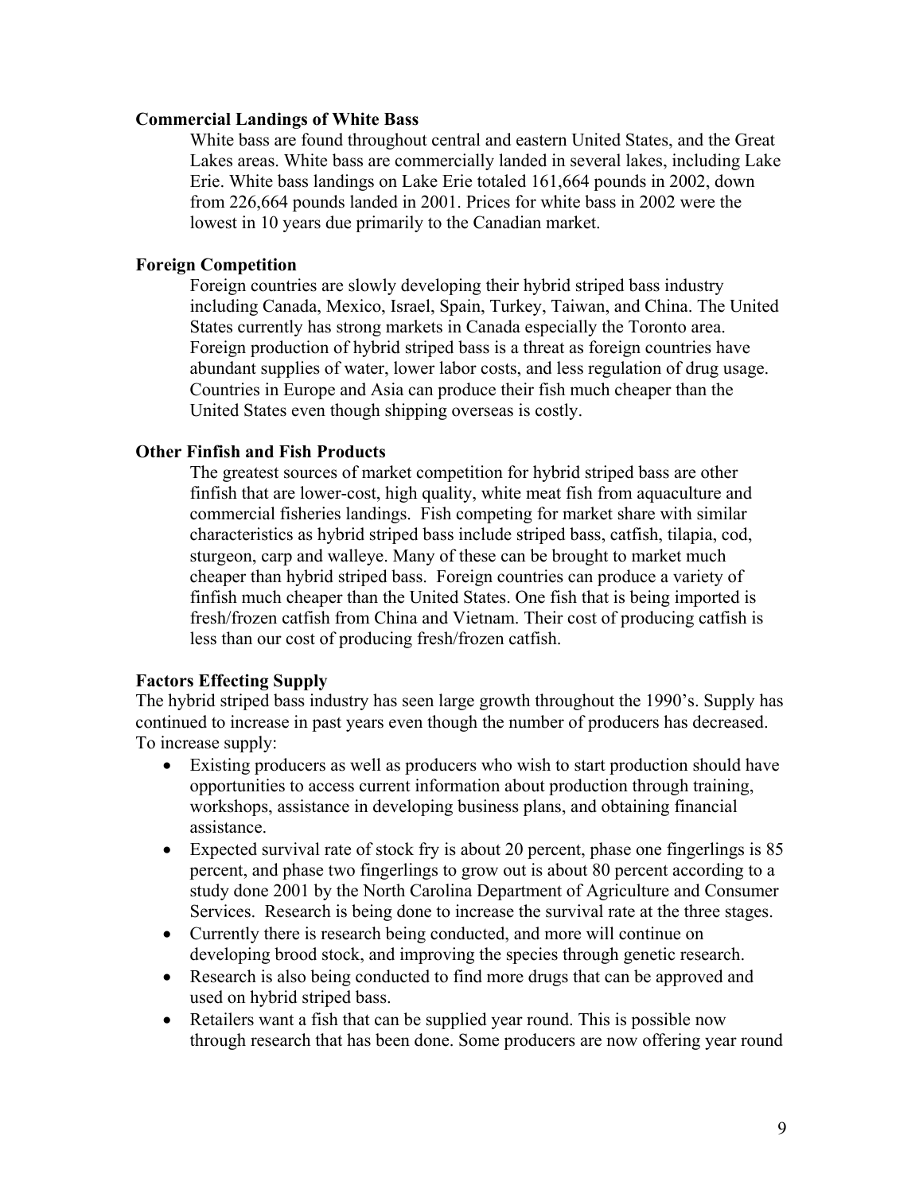**Commercial Landings of White Bass**

White bass are found throughout central and eastern United States, and the Great Lakes areas. White bass are commercially landed in several lakes, including Lake Erie. White bass landings on Lake Erie totaled 161,664 pounds in 2002, down from 226,664 pounds landed in 2001. Prices for white bass in 2002 were the lowest in 10 years due primarily to the Canadian market.

**Foreign Competition**

Foreign countries are slowly developing their hybrid striped bass industry including Canada, Mexico, Israel, Spain, Turkey, Taiwan, and China. The United States currently has strong markets in Canada especially the Toronto area. Foreign production of hybrid striped bass is a threat as foreign countries have abundant supplies of water, lower labor costs, and less regulation of drug usage. Countries in Europe and Asia can produce their fish much cheaper than the United States even though shipping overseas is costly.

**Other Finfish and Fish Products**

The greatest sources of market competition for hybrid striped bass are other finfish that are lower-cost, high quality, white meat fish from aquaculture and commercial fisheries landings. Fish competing for market share with similar characteristics as hybrid striped bass include striped bass, catfish, tilapia, cod, sturgeon, carp and walleye. Many of these can be brought to market much cheaper than hybrid striped bass. Foreign countries can produce a variety of finfish much cheaper than the United States. One fish that is being imported is fresh/frozen catfish from China and Vietnam. Their cost of producing catfish is less than our cost of producing fresh/frozen catfish.

**Factors Effecting Supply**

The hybrid striped bass industry has seen large growth throughout the 1990's. Supply has continued to increase in past years even though the number of producers has decreased. To increase supply:

- Existing producers as well as producers who wish to start production should have opportunities to access current information about production through training, workshops, assistance in developing business plans, and obtaining financial assistance.
- Expected survival rate of stock fry is about 20 percent, phase one fingerlings is 85 percent, and phase two fingerlings to grow out is about 80 percent according to a study done 2001 by the North Carolina Department of Agriculture and Consumer Services. Research is being done to increase the survival rate at the three stages.
- Currently there is research being conducted, and more will continue on developing brood stock, and improving the species through genetic research.
- Research is also being conducted to find more drugs that can be approved and used on hybrid striped bass.
- Retailers want a fish that can be supplied year round. This is possible now through research that has been done. Some producers are now offering year round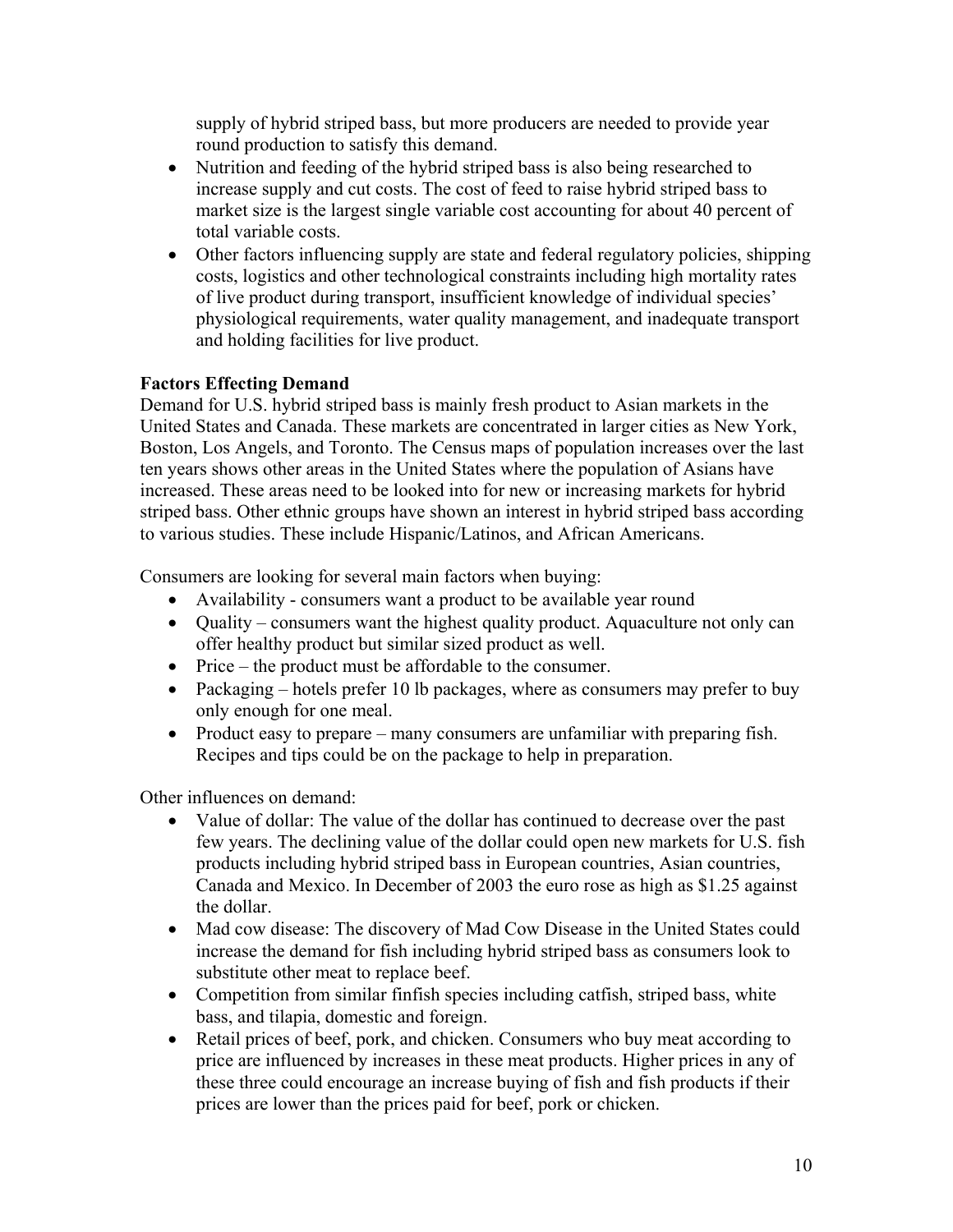supply of hybrid striped bass, but more producers are needed to provide year round production to satisfy this demand.

- Nutrition and feeding of the hybrid striped bass is also being researched to increase supply and cut costs. The cost of feed to raise hybrid striped bass to market size is the largest single variable cost accounting for about 40 percent of total variable costs.
- Other factors influencing supply are state and federal regulatory policies, shipping costs, logistics and other technological constraints including high mortality rates of live product during transport, insufficient knowledge of individual species' physiological requirements, water quality management, and inadequate transport and holding facilities for live product.

**Factors Effecting Demand**

Demand for U.S. hybrid striped bass is mainly fresh product to Asian markets in the United States and Canada. These markets are concentrated in larger cities as New York, Boston, Los Angels, and Toronto. The Census maps of population increases over the last ten years shows other areas in the United States where the population of Asians have increased. These areas need to be looked into for new or increasing markets for hybrid striped bass. Other ethnic groups have shown an interest in hybrid striped bass according to various studies. These include Hispanic/Latinos, and African Americans.

Consumers are looking for several main factors when buying:

- Availability - consumers want a product to be available year round
- Quality – consumers want the highest quality product. Aquaculture not only can offer healthy product but similar sized product as well.
- Price – the product must be affordable to the consumer.
- Packaging – hotels prefer 10 lb packages, where as consumers may prefer to buy only enough for one meal.
- Product easy to prepare – many consumers are unfamiliar with preparing fish. Recipes and tips could be on the package to help in preparation.

Other influences on demand:

- Value of dollar: The value of the dollar has continued to decrease over the past few years. The declining value of the dollar could open new markets for U.S. fish products including hybrid striped bass in European countries, Asian countries, Canada and Mexico. In December of 2003 the euro rose as high as $1.25 against the dollar.
- Mad cow disease: The discovery of Mad Cow Disease in the United States could increase the demand for fish including hybrid striped bass as consumers look to substitute other meat to replace beef.
- Competition from similar finfish species including catfish, striped bass, white bass, and tilapia, domestic and foreign.
- Retail prices of beef, pork, and chicken. Consumers who buy meat according to price are influenced by increases in these meat products. Higher prices in any of these three could encourage an increase buying of fish and fish products if their prices are lower than the prices paid for beef, pork or chicken.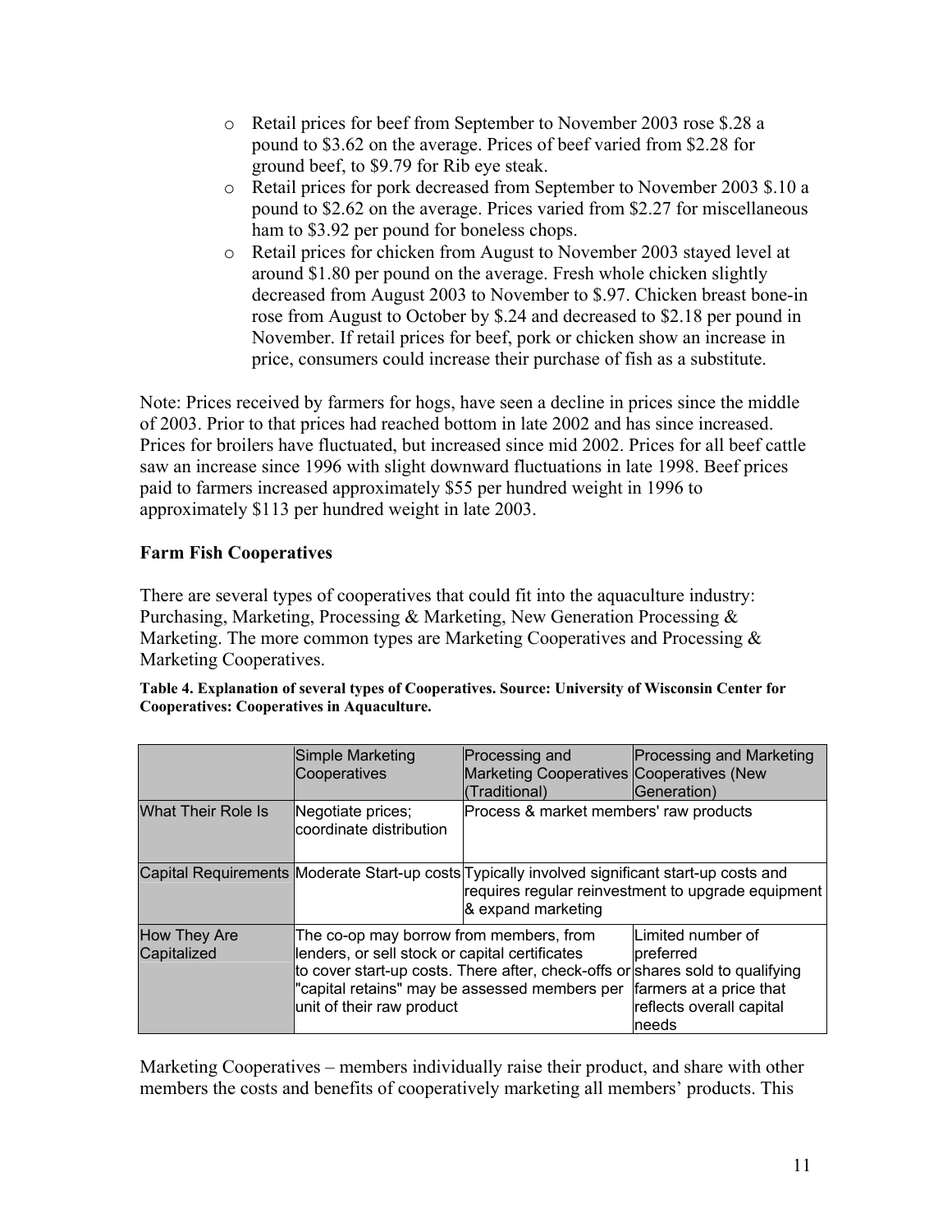- Retail prices for beef from September to November 2003 rose $.28 a pound to $3.62 on the average. Prices of beef varied from $2.28 for ground beef, to $9.79 for Rib eye steak.
- Retail prices for pork decreased from September to November 2003 $.10 a pound to $2.62 on the average. Prices varied from $2.27 for miscellaneous ham to $3.92 per pound for boneless chops.
- Retail prices for chicken from August to November 2003 stayed level at around $1.80 per pound on the average. Fresh whole chicken slightly decreased from August 2003 to November to $.97. Chicken breast bone-in rose from August to October by $.24 and decreased to $2.18 per pound in November. If retail prices for beef, pork or chicken show an increase in price, consumers could increase their purchase of fish as a substitute.

Note: Prices received by farmers for hogs, have seen a decline in prices since the middle of 2003. Prior to that prices had reached bottom in late 2002 and has since increased. Prices for broilers have fluctuated, but increased since mid 2002. Prices for all beef cattle saw an increase since 1996 with slight downward fluctuations in late 1998. Beef prices paid to farmers increased approximately $55 per hundred weight in 1996 to approximately $113 per hundred weight in late 2003.

### Farm Fish Cooperatives

There are several types of cooperatives that could fit into the aquaculture industry: Purchasing, Marketing, Processing & Marketing, New Generation Processing & Marketing. The more common types are Marketing Cooperatives and Processing & Marketing Cooperatives.

**Table 4. Explanation of several types of Cooperatives. Source: University of Wisconsin Center for Cooperatives: Cooperatives in Aquaculture.**

| | Simple Marketing Cooperatives | Processing and Marketing Cooperatives (Traditional) | Processing and Marketing Cooperatives (New Generation) |
|---|---|---|---|
| What Their Role Is | Negotiate prices; coordinate distribution | Process & market members' raw products | |
| Capital Requirements | Moderate Start-up costs | Typically involved significant start-up costs and requires regular reinvestment to upgrade equipment & expand marketing | |
| How They Are Capitalized | The co-op may borrow from members, from lenders, or sell stock or capital certificates to cover start-up costs. There after, check-offs or "capital retains" may be assessed members per unit of their raw product | | Limited number of preferred shares sold to qualifying farmers at a price that reflects overall capital needs |

Marketing Cooperatives – members individually raise their product, and share with other members the costs and benefits of cooperatively marketing all members' products. This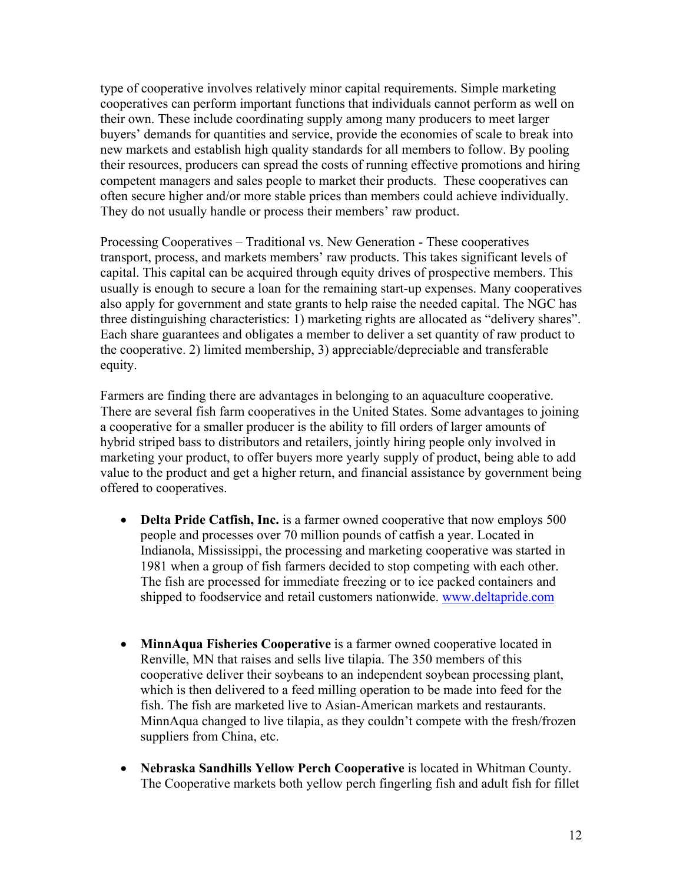type of cooperative involves relatively minor capital requirements. Simple marketing cooperatives can perform important functions that individuals cannot perform as well on their own. These include coordinating supply among many producers to meet larger buyers' demands for quantities and service, provide the economies of scale to break into new markets and establish high quality standards for all members to follow. By pooling their resources, producers can spread the costs of running effective promotions and hiring competent managers and sales people to market their products. These cooperatives can often secure higher and/or more stable prices than members could achieve individually. They do not usually handle or process their members' raw product.

Processing Cooperatives – Traditional vs. New Generation - These cooperatives transport, process, and markets members' raw products. This takes significant levels of capital. This capital can be acquired through equity drives of prospective members. This usually is enough to secure a loan for the remaining start-up expenses. Many cooperatives also apply for government and state grants to help raise the needed capital. The NGC has three distinguishing characteristics: 1) marketing rights are allocated as "delivery shares". Each share guarantees and obligates a member to deliver a set quantity of raw product to the cooperative. 2) limited membership, 3) appreciable/depreciable and transferable equity.

Farmers are finding there are advantages in belonging to an aquaculture cooperative. There are several fish farm cooperatives in the United States. Some advantages to joining a cooperative for a smaller producer is the ability to fill orders of larger amounts of hybrid striped bass to distributors and retailers, jointly hiring people only involved in marketing your product, to offer buyers more yearly supply of product, being able to add value to the product and get a higher return, and financial assistance by government being offered to cooperatives.

- **Delta Pride Catfish, Inc.** is a farmer owned cooperative that now employs 500 people and processes over 70 million pounds of catfish a year. Located in Indianola, Mississippi, the processing and marketing cooperative was started in 1981 when a group of fish farmers decided to stop competing with each other. The fish are processed for immediate freezing or to ice packed containers and shipped to foodservice and retail customers nationwide. www.deltapride.com

- **MinnAqua Fisheries Cooperative** is a farmer owned cooperative located in Renville, MN that raises and sells live tilapia. The 350 members of this cooperative deliver their soybeans to an independent soybean processing plant, which is then delivered to a feed milling operation to be made into feed for the fish. The fish are marketed live to Asian-American markets and restaurants. MinnAqua changed to live tilapia, as they couldn't compete with the fresh/frozen suppliers from China, etc.

- **Nebraska Sandhills Yellow Perch Cooperative** is located in Whitman County. The Cooperative markets both yellow perch fingerling fish and adult fish for fillet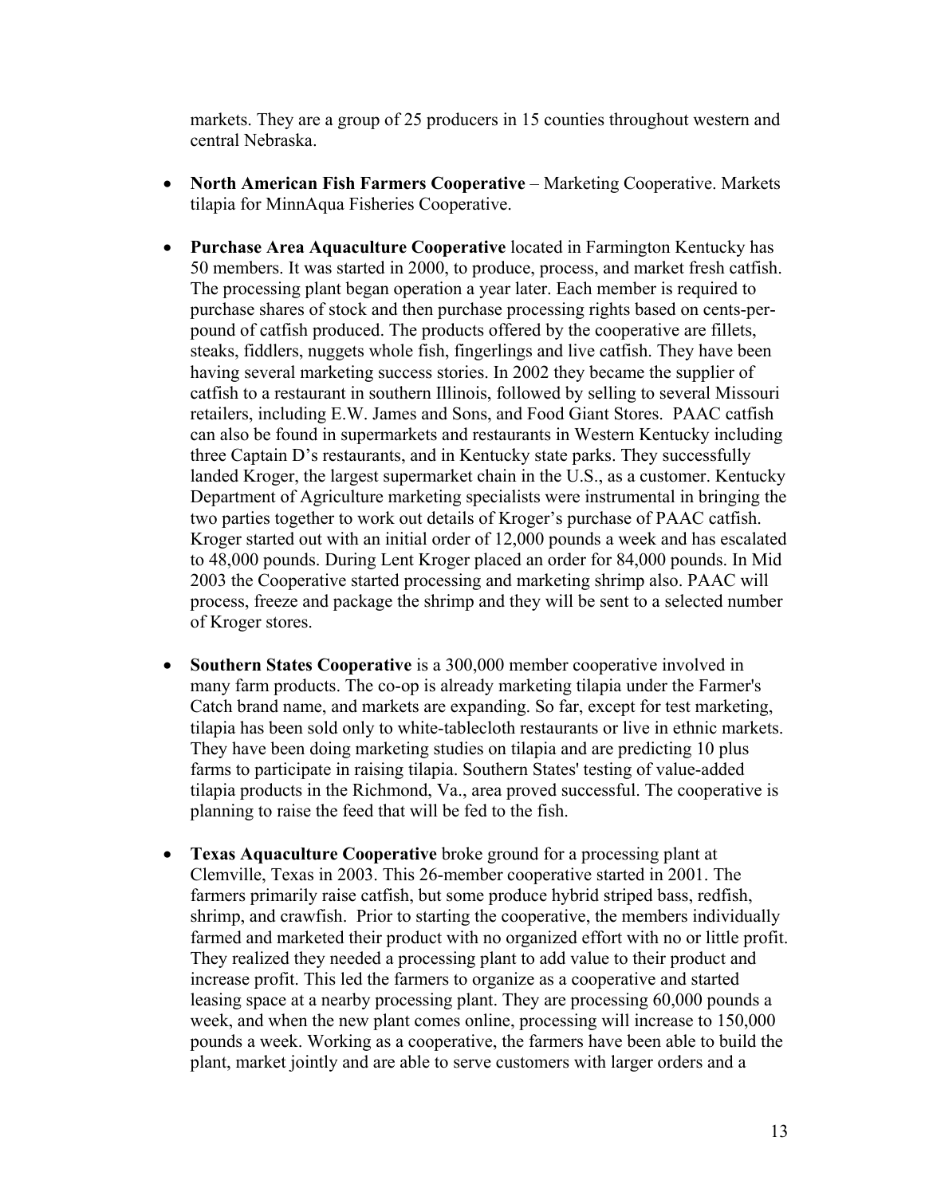markets. They are a group of 25 producers in 15 counties throughout western and central Nebraska.

- **North American Fish Farmers Cooperative** – Marketing Cooperative. Markets tilapia for MinnAqua Fisheries Cooperative.

- **Purchase Area Aquaculture Cooperative** located in Farmington Kentucky has 50 members. It was started in 2000, to produce, process, and market fresh catfish. The processing plant began operation a year later. Each member is required to purchase shares of stock and then purchase processing rights based on cents-per-pound of catfish produced. The products offered by the cooperative are fillets, steaks, fiddlers, nuggets whole fish, fingerlings and live catfish. They have been having several marketing success stories. In 2002 they became the supplier of catfish to a restaurant in southern Illinois, followed by selling to several Missouri retailers, including E.W. James and Sons, and Food Giant Stores. PAAC catfish can also be found in supermarkets and restaurants in Western Kentucky including three Captain D's restaurants, and in Kentucky state parks. They successfully landed Kroger, the largest supermarket chain in the U.S., as a customer. Kentucky Department of Agriculture marketing specialists were instrumental in bringing the two parties together to work out details of Kroger's purchase of PAAC catfish. Kroger started out with an initial order of 12,000 pounds a week and has escalated to 48,000 pounds. During Lent Kroger placed an order for 84,000 pounds. In Mid 2003 the Cooperative started processing and marketing shrimp also. PAAC will process, freeze and package the shrimp and they will be sent to a selected number of Kroger stores.

- **Southern States Cooperative** is a 300,000 member cooperative involved in many farm products. The co-op is already marketing tilapia under the Farmer's Catch brand name, and markets are expanding. So far, except for test marketing, tilapia has been sold only to white-tablecloth restaurants or live in ethnic markets. They have been doing marketing studies on tilapia and are predicting 10 plus farms to participate in raising tilapia. Southern States' testing of value-added tilapia products in the Richmond, Va., area proved successful. The cooperative is planning to raise the feed that will be fed to the fish.

- **Texas Aquaculture Cooperative** broke ground for a processing plant at Clemville, Texas in 2003. This 26-member cooperative started in 2001. The farmers primarily raise catfish, but some produce hybrid striped bass, redfish, shrimp, and crawfish. Prior to starting the cooperative, the members individually farmed and marketed their product with no organized effort with no or little profit. They realized they needed a processing plant to add value to their product and increase profit. This led the farmers to organize as a cooperative and started leasing space at a nearby processing plant. They are processing 60,000 pounds a week, and when the new plant comes online, processing will increase to 150,000 pounds a week. Working as a cooperative, the farmers have been able to build the plant, market jointly and are able to serve customers with larger orders and a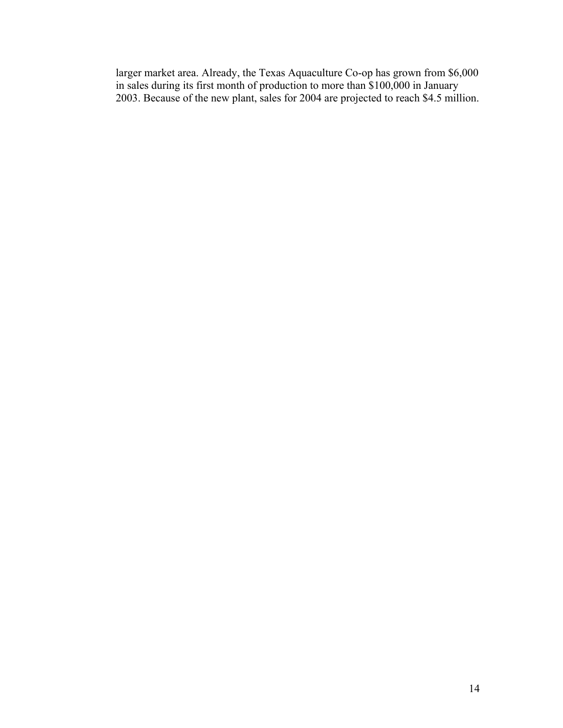larger market area. Already, the Texas Aquaculture Co-op has grown from $6,000 in sales during its first month of production to more than $100,000 in January 2003. Because of the new plant, sales for 2004 are projected to reach $4.5 million.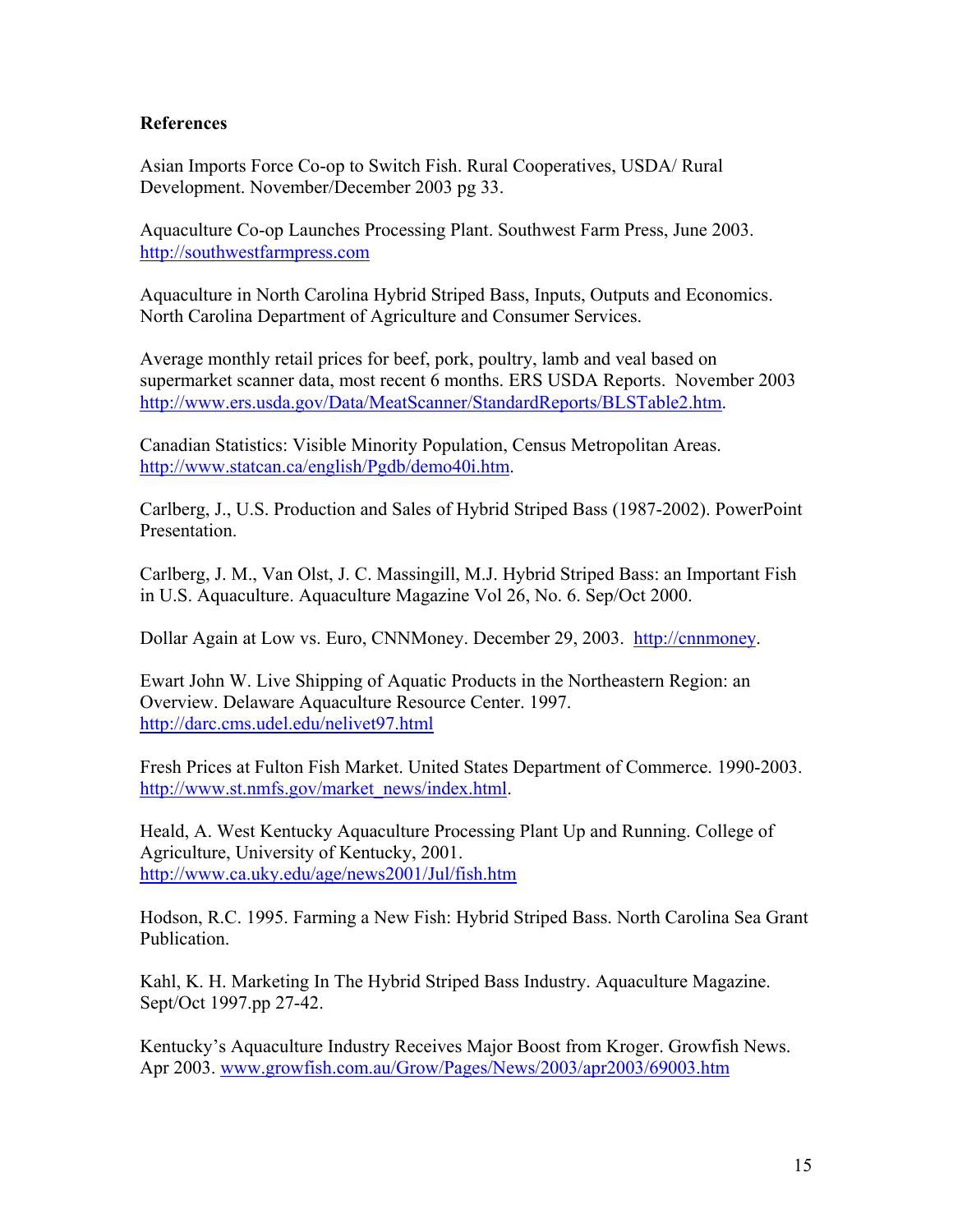**References**

Asian Imports Force Co-op to Switch Fish. Rural Cooperatives, USDA/ Rural Development. November/December 2003 pg 33.

Aquaculture Co-op Launches Processing Plant. Southwest Farm Press, June 2003. http://southwestfarmpress.com

Aquaculture in North Carolina Hybrid Striped Bass, Inputs, Outputs and Economics. North Carolina Department of Agriculture and Consumer Services.

Average monthly retail prices for beef, pork, poultry, lamb and veal based on supermarket scanner data, most recent 6 months. ERS USDA Reports. November 2003 http://www.ers.usda.gov/Data/MeatScanner/StandardReports/BLSTable2.htm.

Canadian Statistics: Visible Minority Population, Census Metropolitan Areas. http://www.statcan.ca/english/Pgdb/demo40i.htm.

Carlberg, J., U.S. Production and Sales of Hybrid Striped Bass (1987-2002). PowerPoint Presentation.

Carlberg, J. M., Van Olst, J. C. Massingill, M.J. Hybrid Striped Bass: an Important Fish in U.S. Aquaculture. Aquaculture Magazine Vol 26, No. 6. Sep/Oct 2000.

Dollar Again at Low vs. Euro, CNNMoney. December 29, 2003. http://cnnmoney.

Ewart John W. Live Shipping of Aquatic Products in the Northeastern Region: an Overview. Delaware Aquaculture Resource Center. 1997. http://darc.cms.udel.edu/nelivet97.html

Fresh Prices at Fulton Fish Market. United States Department of Commerce. 1990-2003. http://www.st.nmfs.gov/market_news/index.html.

Heald, A. West Kentucky Aquaculture Processing Plant Up and Running. College of Agriculture, University of Kentucky, 2001. http://www.ca.uky.edu/age/news2001/Jul/fish.htm

Hodson, R.C. 1995. Farming a New Fish: Hybrid Striped Bass. North Carolina Sea Grant Publication.

Kahl, K. H. Marketing In The Hybrid Striped Bass Industry. Aquaculture Magazine. Sept/Oct 1997.pp 27-42.

Kentucky's Aquaculture Industry Receives Major Boost from Kroger. Growfish News. Apr 2003. www.growfish.com.au/Grow/Pages/News/2003/apr2003/69003.htm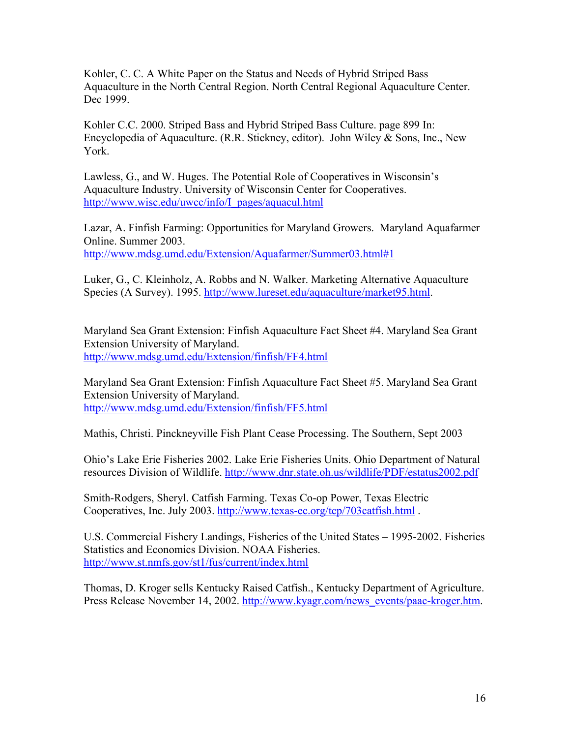Kohler, C. C. A White Paper on the Status and Needs of Hybrid Striped Bass Aquaculture in the North Central Region. North Central Regional Aquaculture Center. Dec 1999.

Kohler C.C. 2000. Striped Bass and Hybrid Striped Bass Culture. page 899 In: Encyclopedia of Aquaculture. (R.R. Stickney, editor). John Wiley & Sons, Inc., New York.

Lawless, G., and W. Huges. The Potential Role of Cooperatives in Wisconsin's Aquaculture Industry. University of Wisconsin Center for Cooperatives. http://www.wisc.edu/uwcc/info/I_pages/aquacul.html

Lazar, A. Finfish Farming: Opportunities for Maryland Growers. Maryland Aquafarmer Online. Summer 2003. http://www.mdsg.umd.edu/Extension/Aquafarmer/Summer03.html#1

Luker, G., C. Kleinholz, A. Robbs and N. Walker. Marketing Alternative Aquaculture Species (A Survey). 1995. http://www.lureset.edu/aquaculture/market95.html.

Maryland Sea Grant Extension: Finfish Aquaculture Fact Sheet #4. Maryland Sea Grant Extension University of Maryland. http://www.mdsg.umd.edu/Extension/finfish/FF4.html

Maryland Sea Grant Extension: Finfish Aquaculture Fact Sheet #5. Maryland Sea Grant Extension University of Maryland. http://www.mdsg.umd.edu/Extension/finfish/FF5.html

Mathis, Christi. Pinckneyville Fish Plant Cease Processing. The Southern, Sept 2003

Ohio's Lake Erie Fisheries 2002. Lake Erie Fisheries Units. Ohio Department of Natural resources Division of Wildlife. http://www.dnr.state.oh.us/wildlife/PDF/estatus2002.pdf

Smith-Rodgers, Sheryl. Catfish Farming. Texas Co-op Power, Texas Electric Cooperatives, Inc. July 2003. http://www.texas-ec.org/tcp/703catfish.html .

U.S. Commercial Fishery Landings, Fisheries of the United States – 1995-2002. Fisheries Statistics and Economics Division. NOAA Fisheries. http://www.st.nmfs.gov/st1/fus/current/index.html

Thomas, D. Kroger sells Kentucky Raised Catfish., Kentucky Department of Agriculture. Press Release November 14, 2002. http://www.kyagr.com/news_events/paac-kroger.htm.